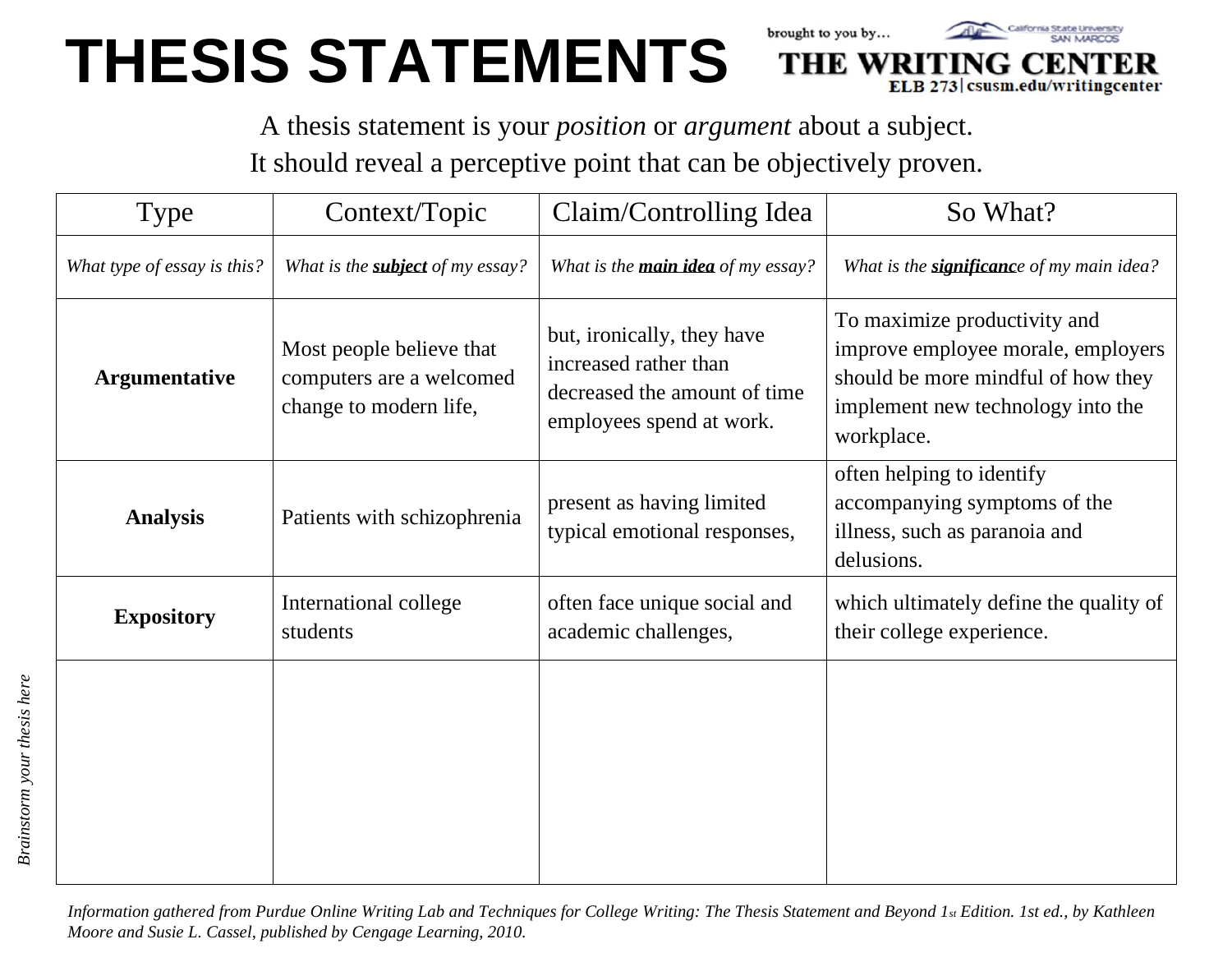# THESIS STATEMENTS

brought to you by... THE WRITING CENTER ELB 273 | csusm.edu/writingcenter

A thesis statement is your *position* or *argument* about a subject.
It should reveal a perceptive point that can be objectively proven.

| Type | Context/Topic | Claim/Controlling Idea | So What? |
|---|---|---|---|
| *What type of essay is this?* | *What is the* ***subject*** *of my essay?* | *What is the* ***main idea*** *of my essay?* | *What is the* ***significance*** *of my main idea?* |
| **Argumentative** | Most people believe that computers are a welcomed change to modern life, | but, ironically, they have increased rather than decreased the amount of time employees spend at work. | To maximize productivity and improve employee morale, employers should be more mindful of how they implement new technology into the workplace. |
| **Analysis** | Patients with schizophrenia | present as having limited typical emotional responses, | often helping to identify accompanying symptoms of the illness, such as paranoia and delusions. |
| **Expository** | International college students | often face unique social and academic challenges, | which ultimately define the quality of their college experience. |
| *Brainstorm your thesis here* | | | |

*Information gathered from Purdue Online Writing Lab and Techniques for College Writing: The Thesis Statement and Beyond 1st Edition. 1st ed., by Kathleen Moore and Susie L. Cassel, published by Cengage Learning, 2010.*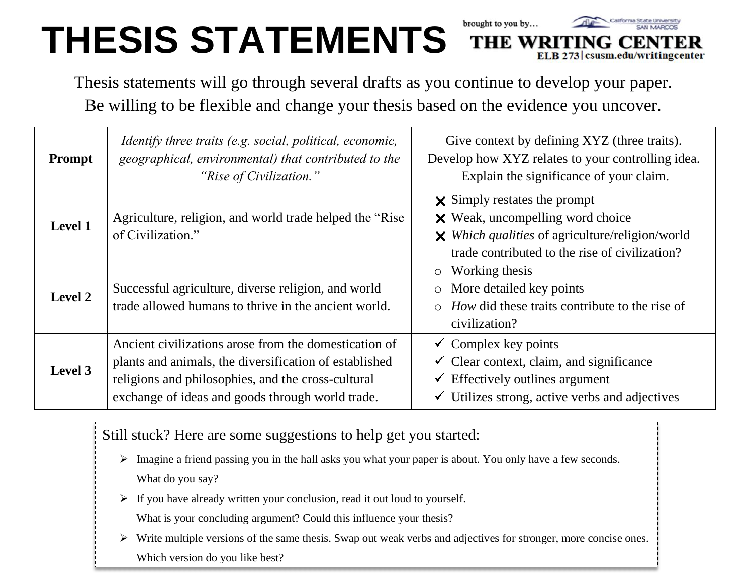# THESIS STATEMENTS

brought to you by… THE WRITING CENTER ELB 273 | csusm.edu/writingcenter

Thesis statements will go through several drafts as you continue to develop your paper. Be willing to be flexible and change your thesis based on the evidence you uncover.

| | | |
|---|---|---|
| **Prompt** | *Identify three traits (e.g. social, political, economic, geographical, environmental) that contributed to the "Rise of Civilization."* | Give context by defining XYZ (three traits). Develop how XYZ relates to your controlling idea. Explain the significance of your claim. |
| **Level 1** | Agriculture, religion, and world trade helped the "Rise of Civilization." | ✗ Simply restates the prompt<br>✗ Weak, uncompelling word choice<br>✗ *Which qualities* of agriculture/religion/world trade contributed to the rise of civilization? |
| **Level 2** | Successful agriculture, diverse religion, and world trade allowed humans to thrive in the ancient world. | ○ Working thesis<br>○ More detailed key points<br>○ *How* did these traits contribute to the rise of civilization? |
| **Level 3** | Ancient civilizations arose from the domestication of plants and animals, the diversification of established religions and philosophies, and the cross-cultural exchange of ideas and goods through world trade. | ✓ Complex key points<br>✓ Clear context, claim, and significance<br>✓ Effectively outlines argument<br>✓ Utilizes strong, active verbs and adjectives |

Still stuck? Here are some suggestions to help get you started:

- Imagine a friend passing you in the hall asks you what your paper is about. You only have a few seconds. What do you say?
- If you have already written your conclusion, read it out loud to yourself. What is your concluding argument? Could this influence your thesis?
- Write multiple versions of the same thesis. Swap out weak verbs and adjectives for stronger, more concise ones. Which version do you like best?